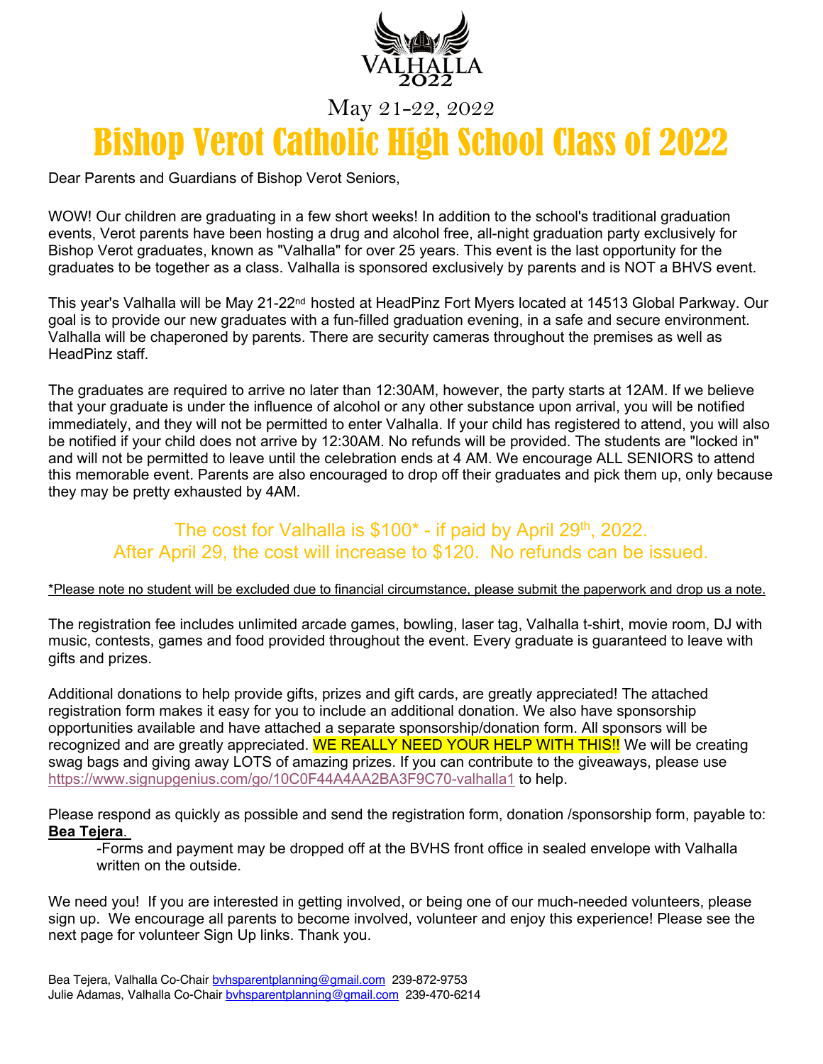VALHALLA 2022

May 21-22, 2022

# Bishop Verot Catholic High School Class of 2022

Dear Parents and Guardians of Bishop Verot Seniors,

WOW! Our children are graduating in a few short weeks! In addition to the school's traditional graduation events, Verot parents have been hosting a drug and alcohol free, all-night graduation party exclusively for Bishop Verot graduates, known as "Valhalla" for over 25 years. This event is the last opportunity for the graduates to be together as a class. Valhalla is sponsored exclusively by parents and is NOT a BHVS event.

This year's Valhalla will be May 21-22nd hosted at HeadPinz Fort Myers located at 14513 Global Parkway. Our goal is to provide our new graduates with a fun-filled graduation evening, in a safe and secure environment. Valhalla will be chaperoned by parents. There are security cameras throughout the premises as well as HeadPinz staff.

The graduates are required to arrive no later than 12:30AM, however, the party starts at 12AM. If we believe that your graduate is under the influence of alcohol or any other substance upon arrival, you will be notified immediately, and they will not be permitted to enter Valhalla. If your child has registered to attend, you will also be notified if your child does not arrive by 12:30AM. No refunds will be provided. The students are "locked in" and will not be permitted to leave until the celebration ends at 4 AM. We encourage ALL SENIORS to attend this memorable event. Parents are also encouraged to drop off their graduates and pick them up, only because they may be pretty exhausted by 4AM.

The cost for Valhalla is $100* - if paid by April 29th, 2022.
After April 29, the cost will increase to $120. No refunds can be issued.

*Please note no student will be excluded due to financial circumstance, please submit the paperwork and drop us a note.

The registration fee includes unlimited arcade games, bowling, laser tag, Valhalla t-shirt, movie room, DJ with music, contests, games and food provided throughout the event. Every graduate is guaranteed to leave with gifts and prizes.

Additional donations to help provide gifts, prizes and gift cards, are greatly appreciated! The attached registration form makes it easy for you to include an additional donation. We also have sponsorship opportunities available and have attached a separate sponsorship/donation form. All sponsors will be recognized and are greatly appreciated. WE REALLY NEED YOUR HELP WITH THIS!! We will be creating swag bags and giving away LOTS of amazing prizes. If you can contribute to the giveaways, please use https://www.signupgenius.com/go/10C0F44A4AA2BA3F9C70-valhalla1 to help.

Please respond as quickly as possible and send the registration form, donation /sponsorship form, payable to: **Bea Tejera**.

-Forms and payment may be dropped off at the BVHS front office in sealed envelope with Valhalla written on the outside.

We need you! If you are interested in getting involved, or being one of our much-needed volunteers, please sign up. We encourage all parents to become involved, volunteer and enjoy this experience! Please see the next page for volunteer Sign Up links. Thank you.

Bea Tejera, Valhalla Co-Chair bvhsparentplanning@gmail.com 239-872-9753
Julie Adamas, Valhalla Co-Chair bvhsparentplanning@gmail.com 239-470-6214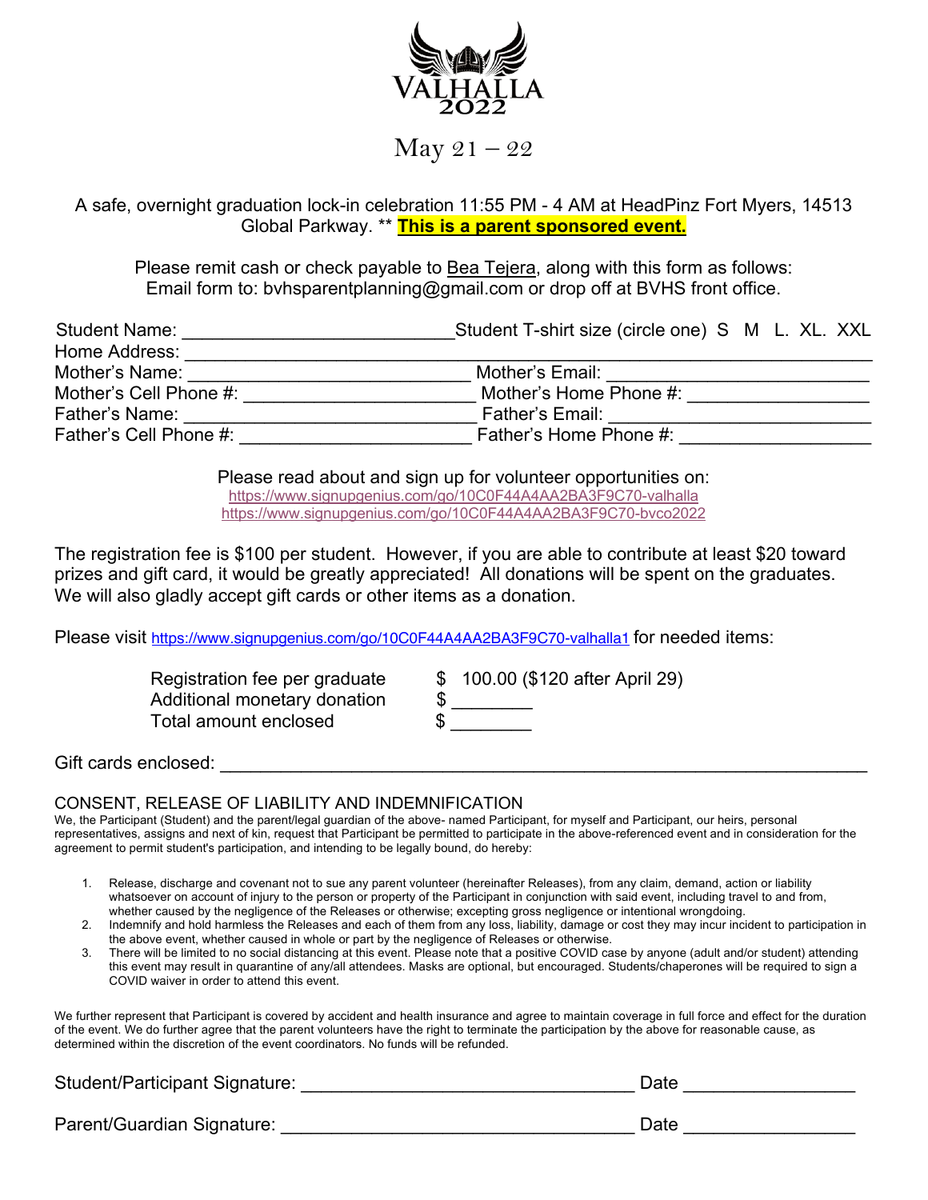# VALHALLA 2022

May 21 – 22

A safe, overnight graduation lock-in celebration 11:55 PM - 4 AM at HeadPinz Fort Myers, 14513 Global Parkway. ** **This is a parent sponsored event.**

Please remit cash or check payable to Bea Tejera, along with this form as follows:
Email form to: bvhsparentplanning@gmail.com or drop off at BVHS front office.

Student Name: ___________________________ Student T-shirt size (circle one) S M L. XL. XXL
Home Address: ______________________________________________________________
Mother's Name: ____________________________ Mother's Email: __________________________
Mother's Cell Phone #: ______________________ Mother's Home Phone #: _________________
Father's Name: _____________________________ Father's Email: __________________________
Father's Cell Phone #: _______________________ Father's Home Phone #: __________________

Please read about and sign up for volunteer opportunities on:
https://www.signupgenius.com/go/10C0F44A4AA2BA3F9C70-valhalla
https://www.signupgenius.com/go/10C0F44A4AA2BA3F9C70-bvco2022

The registration fee is $100 per student. However, if you are able to contribute at least $20 toward prizes and gift card, it would be greatly appreciated! All donations will be spent on the graduates. We will also gladly accept gift cards or other items as a donation.

Please visit https://www.signupgenius.com/go/10C0F44A4AA2BA3F9C70-valhalla1 for needed items:

| | |
|---|---|
| Registration fee per graduate | $ 100.00 ($120 after April 29) |
| Additional monetary donation | $ ________ |
| Total amount enclosed | $ ________ |

Gift cards enclosed: ______________________________________________________________

## CONSENT, RELEASE OF LIABILITY AND INDEMNIFICATION

We, the Participant (Student) and the parent/legal guardian of the above- named Participant, for myself and Participant, our heirs, personal representatives, assigns and next of kin, request that Participant be permitted to participate in the above-referenced event and in consideration for the agreement to permit student's participation, and intending to be legally bound, do hereby:

1. Release, discharge and covenant not to sue any parent volunteer (hereinafter Releases), from any claim, demand, action or liability whatsoever on account of injury to the person or property of the Participant in conjunction with said event, including travel to and from, whether caused by the negligence of the Releases or otherwise; excepting gross negligence or intentional wrongdoing.
2. Indemnify and hold harmless the Releases and each of them from any loss, liability, damage or cost they may incur incident to participation in the above event, whether caused in whole or part by the negligence of Releases or otherwise.
3. There will be limited to no social distancing at this event. Please note that a positive COVID case by anyone (adult and/or student) attending this event may result in quarantine of any/all attendees. Masks are optional, but encouraged. Students/chaperones will be required to sign a COVID waiver in order to attend this event.

We further represent that Participant is covered by accident and health insurance and agree to maintain coverage in full force and effect for the duration of the event. We do further agree that the parent volunteers have the right to terminate the participation by the above for reasonable cause, as determined within the discretion of the event coordinators. No funds will be refunded.

Student/Participant Signature: _________________________________ Date _________________

Parent/Guardian Signature: ___________________________________ Date _________________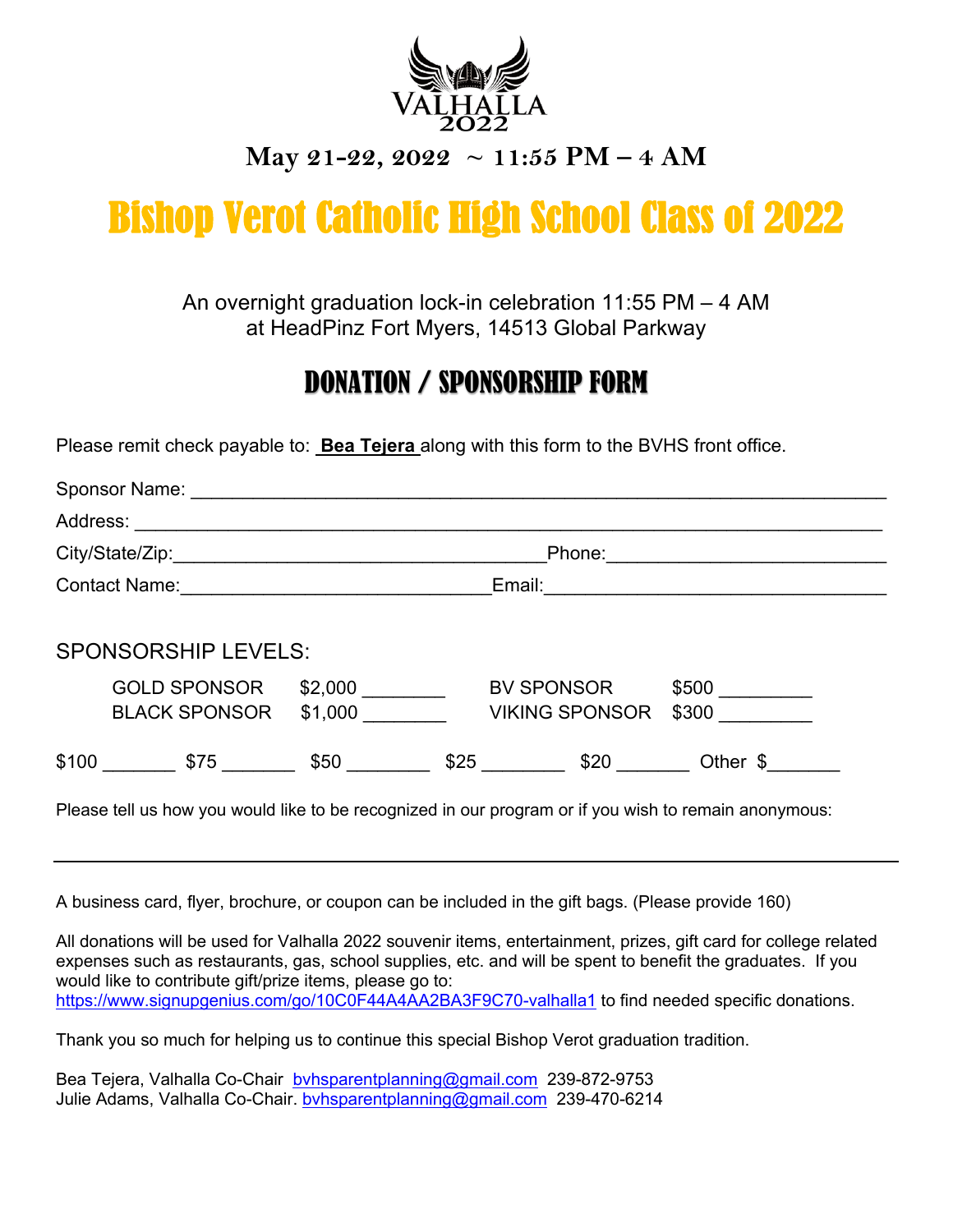VALHALLA 2022

**May 21-22, 2022 ~ 11:55 PM – 4 AM**

# Bishop Verot Catholic High School Class of 2022

An overnight graduation lock-in celebration 11:55 PM – 4 AM
at HeadPinz Fort Myers, 14513 Global Parkway

## DONATION / SPONSORSHIP FORM

Please remit check payable to: **Bea Tejera** along with this form to the BVHS front office.

Sponsor Name: ___________________________________________________________________

Address: _______________________________________________________________________

City/State/Zip:___________________________________Phone:_________________________

Contact Name:___________________________Email:______________________________

SPONSORSHIP LEVELS:

| | | | |
|---|---|---|---|
| GOLD SPONSOR | $2,000 ________ | BV SPONSOR | $500 _________ |
| BLACK SPONSOR | $1,000 ________ | VIKING SPONSOR | $300 _________ |

$100 _______ $75 _______ $50 ________ $25 ________ $20 _______ Other $_______

Please tell us how you would like to be recognized in our program or if you wish to remain anonymous:

---

A business card, flyer, brochure, or coupon can be included in the gift bags. (Please provide 160)

All donations will be used for Valhalla 2022 souvenir items, entertainment, prizes, gift card for college related expenses such as restaurants, gas, school supplies, etc. and will be spent to benefit the graduates. If you would like to contribute gift/prize items, please go to: https://www.signupgenius.com/go/10C0F44A4AA2BA3F9C70-valhalla1 to find needed specific donations.

Thank you so much for helping us to continue this special Bishop Verot graduation tradition.

Bea Tejera, Valhalla Co-Chair bvhsparentplanning@gmail.com 239-872-9753
Julie Adams, Valhalla Co-Chair. bvhsparentplanning@gmail.com 239-470-6214